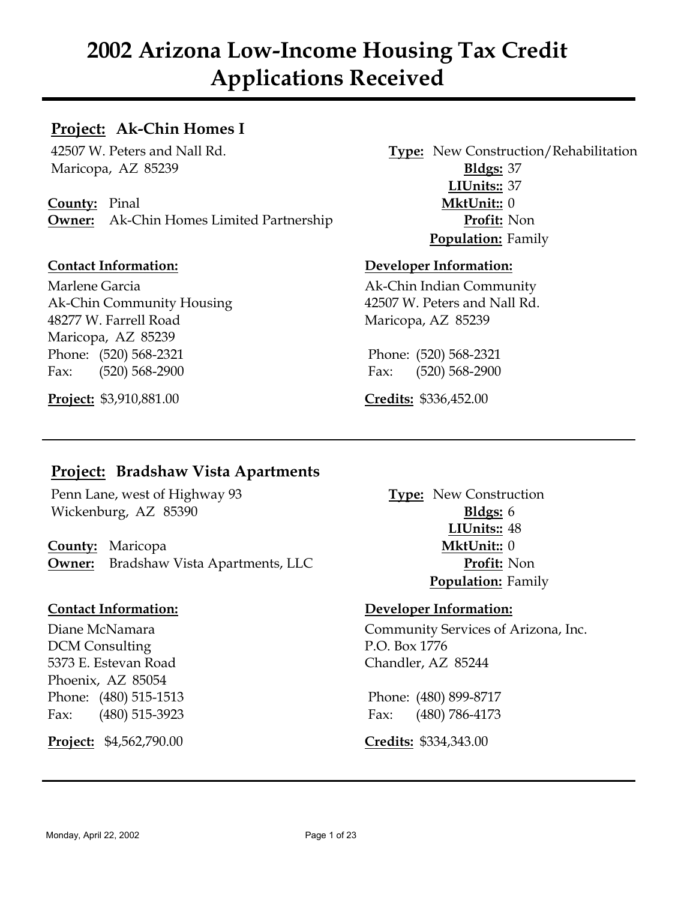# 2002 Arizona Low-Income Housing Tax Credit Applications Received

## **Project:** Ak-Chin Homes I

42507 W. Peters and Nall Rd.
Maricopa, AZ 85239

**County:** Pinal
**Owner:** Ak-Chin Homes Limited Partnership

**Type:** New Construction/Rehabilitation
**Bldgs:** 37
**LIUnits::** 37
**MktUnit::** 0
**Profit:** Non
**Population:** Family

**Contact Information:**

Marlene Garcia
Ak-Chin Community Housing
48277 W. Farrell Road
Maricopa, AZ 85239
Phone: (520) 568-2321
Fax: (520) 568-2900

**Developer Information:**

Ak-Chin Indian Community
42507 W. Peters and Nall Rd.
Maricopa, AZ 85239

Phone: (520) 568-2321
Fax: (520) 568-2900

**Project:** $3,910,881.00

**Credits:** $336,452.00

---

## **Project:** Bradshaw Vista Apartments

Penn Lane, west of Highway 93
Wickenburg, AZ 85390

**County:** Maricopa
**Owner:** Bradshaw Vista Apartments, LLC

**Type:** New Construction
**Bldgs:** 6
**LIUnits::** 48
**MktUnit::** 0
**Profit:** Non
**Population:** Family

**Contact Information:**

Diane McNamara
DCM Consulting
5373 E. Estevan Road
Phoenix, AZ 85054
Phone: (480) 515-1513
Fax: (480) 515-3923

**Developer Information:**

Community Services of Arizona, Inc.
P.O. Box 1776
Chandler, AZ 85244

Phone: (480) 899-8717
Fax: (480) 786-4173

**Project:** $4,562,790.00

**Credits:** $334,343.00

---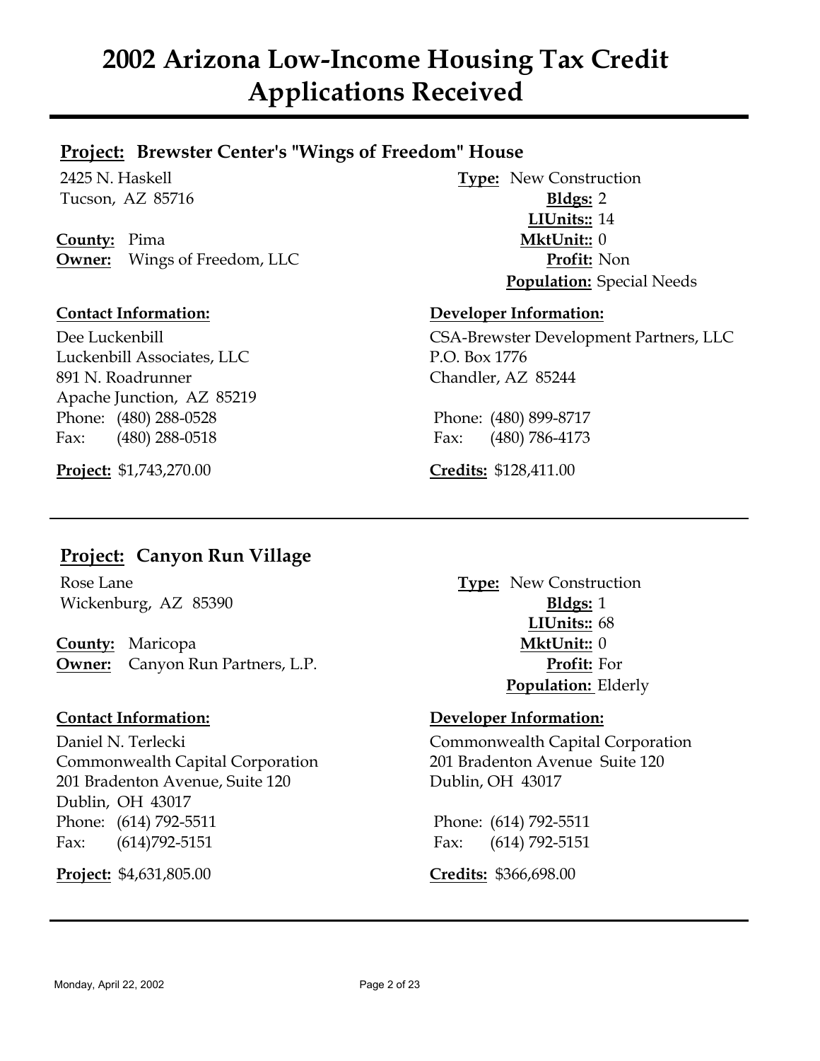# 2002 Arizona Low-Income Housing Tax Credit Applications Received

## **Project:** Brewster Center's "Wings of Freedom" House

2425 N. Haskell
Tucson, AZ 85716

**County:** Pima
**Owner:** Wings of Freedom, LLC

**Type:** New Construction
**Bldgs:** 2
**LIUnits::** 14
**MktUnit::** 0
**Profit:** Non
**Population:** Special Needs

**Contact Information:**

Dee Luckenbill
Luckenbill Associates, LLC
891 N. Roadrunner
Apache Junction, AZ 85219
Phone: (480) 288-0528
Fax: (480) 288-0518

**Developer Information:**

CSA-Brewster Development Partners, LLC
P.O. Box 1776
Chandler, AZ 85244

Phone: (480) 899-8717
Fax: (480) 786-4173

**Project:** $1,743,270.00

**Credits:** $128,411.00

---

## **Project:** Canyon Run Village

Rose Lane
Wickenburg, AZ 85390

**County:** Maricopa
**Owner:** Canyon Run Partners, L.P.

**Type:** New Construction
**Bldgs:** 1
**LIUnits::** 68
**MktUnit::** 0
**Profit:** For
**Population:** Elderly

**Contact Information:**

Daniel N. Terlecki
Commonwealth Capital Corporation
201 Bradenton Avenue, Suite 120
Dublin, OH 43017
Phone: (614) 792-5511
Fax: (614)792-5151

**Developer Information:**

Commonwealth Capital Corporation
201 Bradenton Avenue Suite 120
Dublin, OH 43017

Phone: (614) 792-5511
Fax: (614) 792-5151

**Project:** $4,631,805.00

**Credits:** $366,698.00

---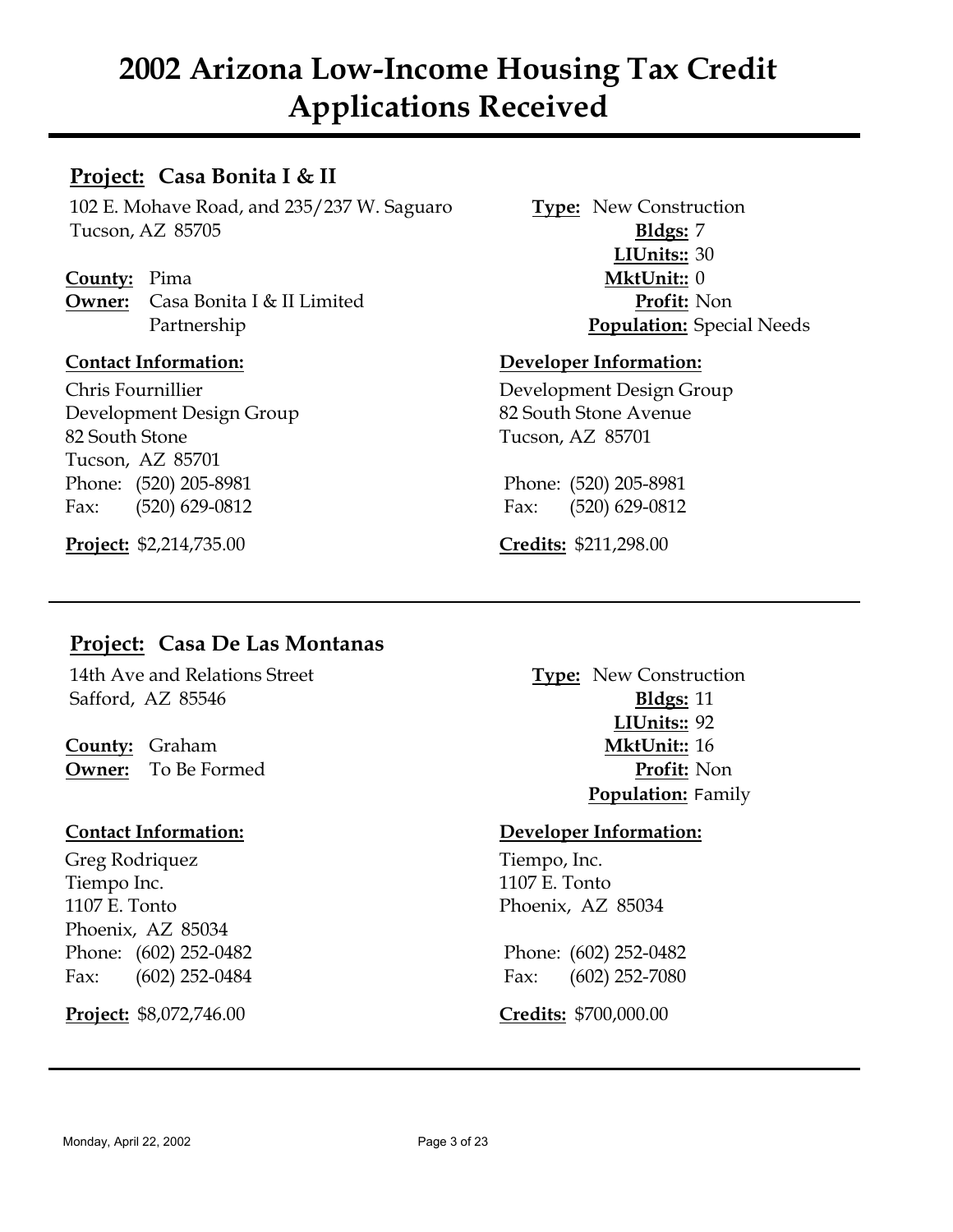# 2002 Arizona Low-Income Housing Tax Credit Applications Received

## **Project:** Casa Bonita I & II

102 E. Mohave Road, and 235/237 W. Saguaro
Tucson, AZ 85705

**County:** Pima
**Owner:** Casa Bonita I & II Limited Partnership

**Type:** New Construction
**Bldgs:** 7
**LIUnits::** 30
**MktUnit::** 0
**Profit:** Non
**Population:** Special Needs

**Contact Information:**

Chris Fournillier
Development Design Group
82 South Stone
Tucson, AZ 85701
Phone: (520) 205-8981
Fax: (520) 629-0812

**Developer Information:**

Development Design Group
82 South Stone Avenue
Tucson, AZ 85701

Phone: (520) 205-8981
Fax: (520) 629-0812

**Project:** $2,214,735.00

**Credits:** $211,298.00

---

## **Project:** Casa De Las Montanas

14th Ave and Relations Street
Safford, AZ 85546

**County:** Graham
**Owner:** To Be Formed

**Type:** New Construction
**Bldgs:** 11
**LIUnits::** 92
**MktUnit::** 16
**Profit:** Non
**Population:** Family

**Contact Information:**

Greg Rodriquez
Tiempo Inc.
1107 E. Tonto
Phoenix, AZ 85034
Phone: (602) 252-0482
Fax: (602) 252-0484

**Developer Information:**

Tiempo, Inc.
1107 E. Tonto
Phoenix, AZ 85034

Phone: (602) 252-0482
Fax: (602) 252-7080

**Project:** $8,072,746.00

**Credits:** $700,000.00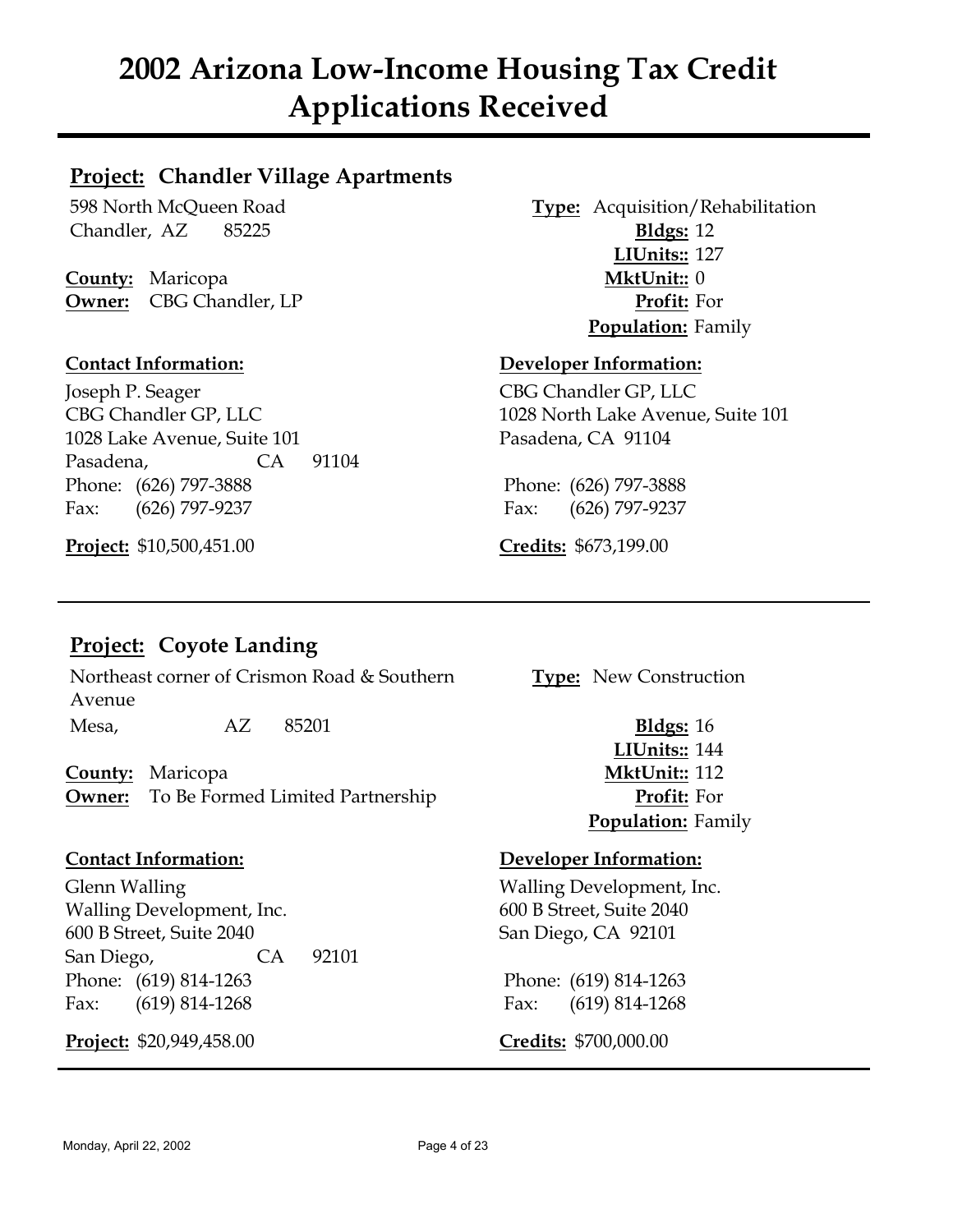# 2002 Arizona Low-Income Housing Tax Credit Applications Received

## **Project:** Chandler Village Apartments

598 North McQueen Road
Chandler, AZ 85225

**County:** Maricopa
**Owner:** CBG Chandler, LP

**Type:** Acquisition/Rehabilitation
**Bldgs:** 12
**LIUnits::** 127
**MktUnit::** 0
**Profit:** For
**Population:** Family

**Contact Information:**

Joseph P. Seager
CBG Chandler GP, LLC
1028 Lake Avenue, Suite 101
Pasadena, CA 91104
Phone: (626) 797-3888
Fax: (626) 797-9237

**Developer Information:**

CBG Chandler GP, LLC
1028 North Lake Avenue, Suite 101
Pasadena, CA 91104

Phone: (626) 797-3888
Fax: (626) 797-9237

**Project:** $10,500,451.00

**Credits:** $673,199.00

---

## **Project:** Coyote Landing

Northeast corner of Crismon Road & Southern Avenue
Mesa, AZ 85201

**County:** Maricopa
**Owner:** To Be Formed Limited Partnership

**Type:** New Construction
**Bldgs:** 16
**LIUnits::** 144
**MktUnit::** 112
**Profit:** For
**Population:** Family

**Contact Information:**

Glenn Walling
Walling Development, Inc.
600 B Street, Suite 2040
San Diego, CA 92101
Phone: (619) 814-1263
Fax: (619) 814-1268

**Developer Information:**

Walling Development, Inc.
600 B Street, Suite 2040
San Diego, CA 92101

Phone: (619) 814-1263
Fax: (619) 814-1268

**Project:** $20,949,458.00

**Credits:** $700,000.00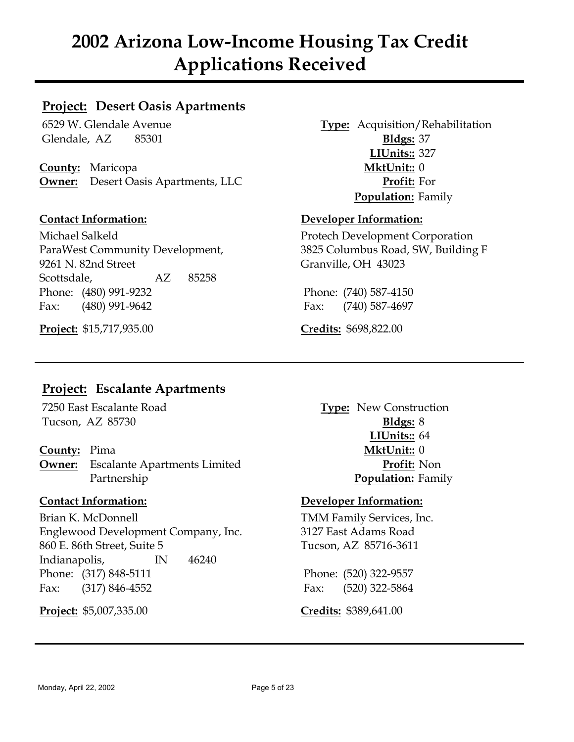# 2002 Arizona Low-Income Housing Tax Credit Applications Received

## Project: Desert Oasis Apartments

6529 W. Glendale Avenue
Glendale, AZ 85301

**County:** Maricopa
**Owner:** Desert Oasis Apartments, LLC

**Type:** Acquisition/Rehabilitation
**Bldgs:** 37
**LIUnits::** 327
**MktUnit::** 0
**Profit:** For
**Population:** Family

**Contact Information:**

Michael Salkeld
ParaWest Community Development,
9261 N. 82nd Street
Scottsdale, AZ 85258
Phone: (480) 991-9232
Fax: (480) 991-9642

**Developer Information:**

Protech Development Corporation
3825 Columbus Road, SW, Building F
Granville, OH 43023

Phone: (740) 587-4150
Fax: (740) 587-4697

**Project:** $15,717,935.00

**Credits:** $698,822.00

---

## Project: Escalante Apartments

7250 East Escalante Road
Tucson, AZ 85730

**County:** Pima
**Owner:** Escalante Apartments Limited Partnership

**Type:** New Construction
**Bldgs:** 8
**LIUnits::** 64
**MktUnit::** 0
**Profit:** Non
**Population:** Family

**Contact Information:**

Brian K. McDonnell
Englewood Development Company, Inc.
860 E. 86th Street, Suite 5
Indianapolis, IN 46240
Phone: (317) 848-5111
Fax: (317) 846-4552

**Developer Information:**

TMM Family Services, Inc.
3127 East Adams Road
Tucson, AZ 85716-3611

Phone: (520) 322-9557
Fax: (520) 322-5864

**Project:** $5,007,335.00

**Credits:** $389,641.00

---

Monday, April 22, 2002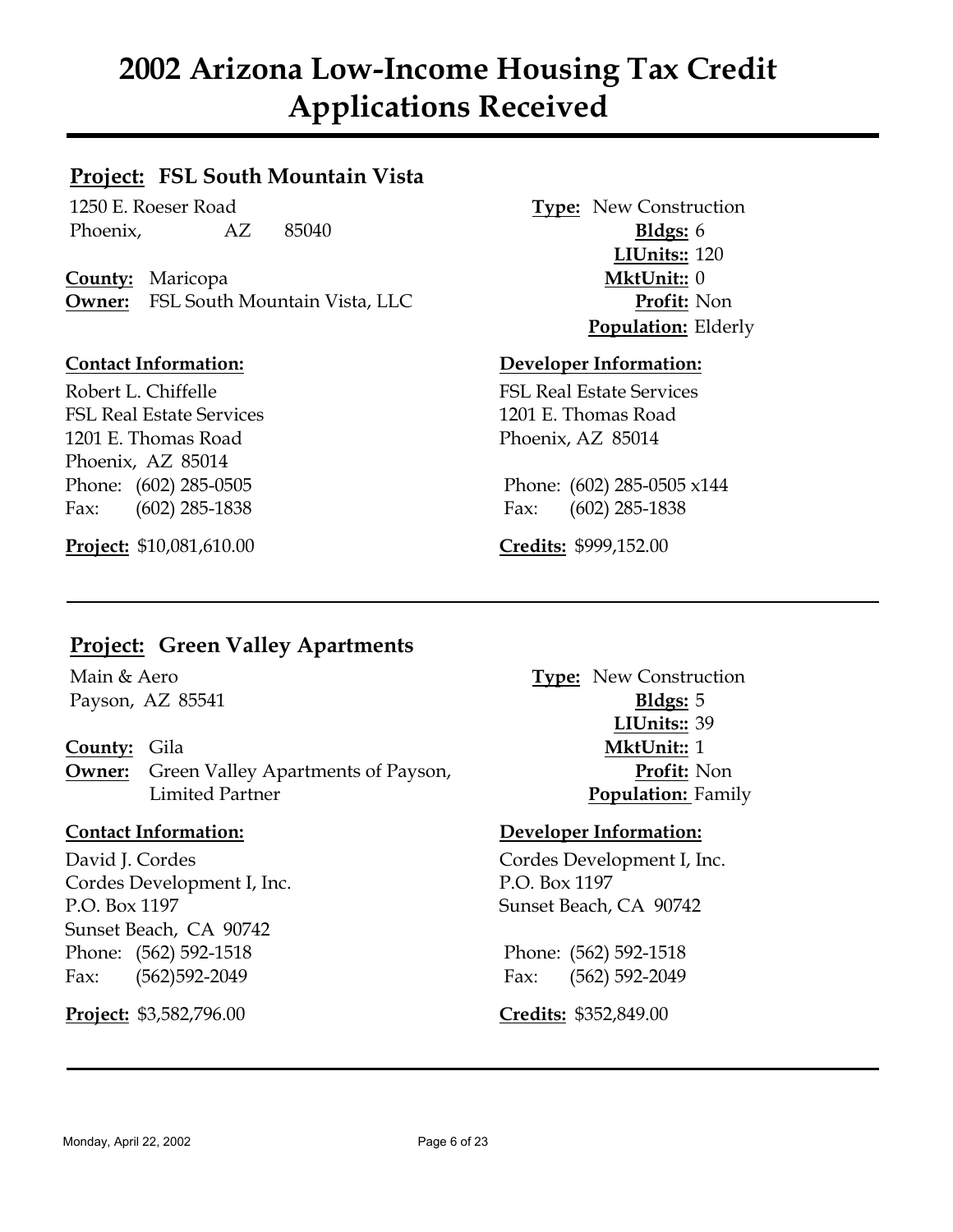# 2002 Arizona Low-Income Housing Tax Credit Applications Received

## **Project:** FSL South Mountain Vista

1250 E. Roeser Road
Phoenix, AZ 85040

**County:** Maricopa
**Owner:** FSL South Mountain Vista, LLC

**Type:** New Construction
**Bldgs:** 6
**LIUnits::** 120
**MktUnit::** 0
**Profit:** Non
**Population:** Elderly

**Contact Information:**

Robert L. Chiffelle
FSL Real Estate Services
1201 E. Thomas Road
Phoenix, AZ 85014
Phone: (602) 285-0505
Fax: (602) 285-1838

**Developer Information:**

FSL Real Estate Services
1201 E. Thomas Road
Phoenix, AZ 85014

Phone: (602) 285-0505 x144
Fax: (602) 285-1838

**Project:** $10,081,610.00

**Credits:** $999,152.00

---

## **Project:** Green Valley Apartments

Main & Aero
Payson, AZ 85541

**County:** Gila
**Owner:** Green Valley Apartments of Payson, Limited Partner

**Type:** New Construction
**Bldgs:** 5
**LIUnits::** 39
**MktUnit::** 1
**Profit:** Non
**Population:** Family

**Contact Information:**

David J. Cordes
Cordes Development I, Inc.
P.O. Box 1197
Sunset Beach, CA 90742
Phone: (562) 592-1518
Fax: (562)592-2049

**Developer Information:**

Cordes Development I, Inc.
P.O. Box 1197
Sunset Beach, CA 90742

Phone: (562) 592-1518
Fax: (562) 592-2049

**Project:** $3,582,796.00

**Credits:** $352,849.00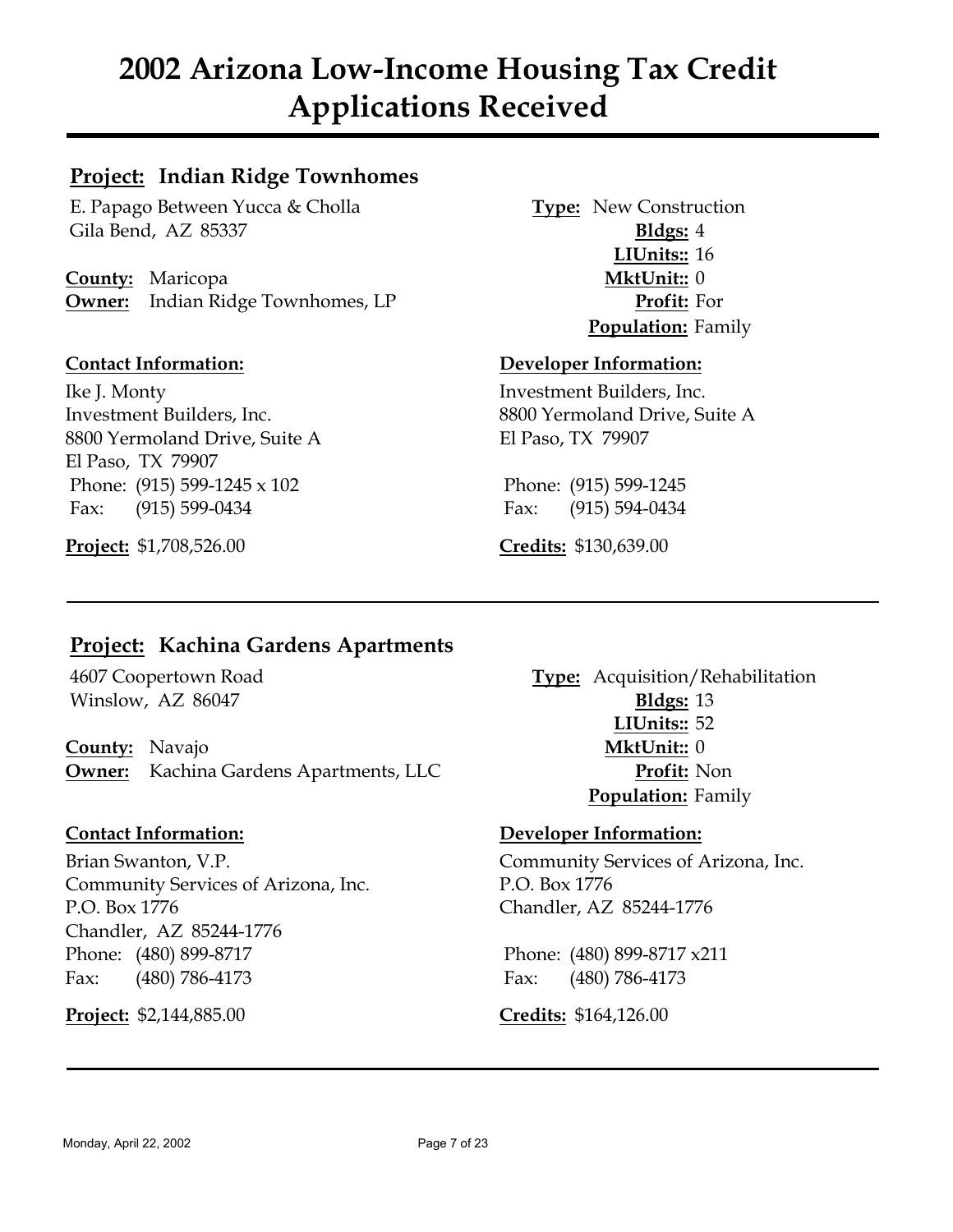# 2002 Arizona Low-Income Housing Tax Credit Applications Received

## Project: Indian Ridge Townhomes

E. Papago Between Yucca & Cholla
Gila Bend, AZ 85337

**County:** Maricopa
**Owner:** Indian Ridge Townhomes, LP

**Type:** New Construction
**Bldgs:** 4
**LIUnits::** 16
**MktUnit::** 0
**Profit:** For
**Population:** Family

**Contact Information:**

Ike J. Monty
Investment Builders, Inc.
8800 Yermoland Drive, Suite A
El Paso, TX 79907
Phone: (915) 599-1245 x 102
Fax: (915) 599-0434

**Developer Information:**

Investment Builders, Inc.
8800 Yermoland Drive, Suite A
El Paso, TX 79907

Phone: (915) 599-1245
Fax: (915) 594-0434

**Project:** $1,708,526.00

**Credits:** $130,639.00

---

## Project: Kachina Gardens Apartments

4607 Coopertown Road
Winslow, AZ 86047

**County:** Navajo
**Owner:** Kachina Gardens Apartments, LLC

**Type:** Acquisition/Rehabilitation
**Bldgs:** 13
**LIUnits::** 52
**MktUnit::** 0
**Profit:** Non
**Population:** Family

**Contact Information:**

Brian Swanton, V.P.
Community Services of Arizona, Inc.
P.O. Box 1776
Chandler, AZ 85244-1776
Phone: (480) 899-8717
Fax: (480) 786-4173

**Developer Information:**

Community Services of Arizona, Inc.
P.O. Box 1776
Chandler, AZ 85244-1776

Phone: (480) 899-8717 x211
Fax: (480) 786-4173

**Project:** $2,144,885.00

**Credits:** $164,126.00

---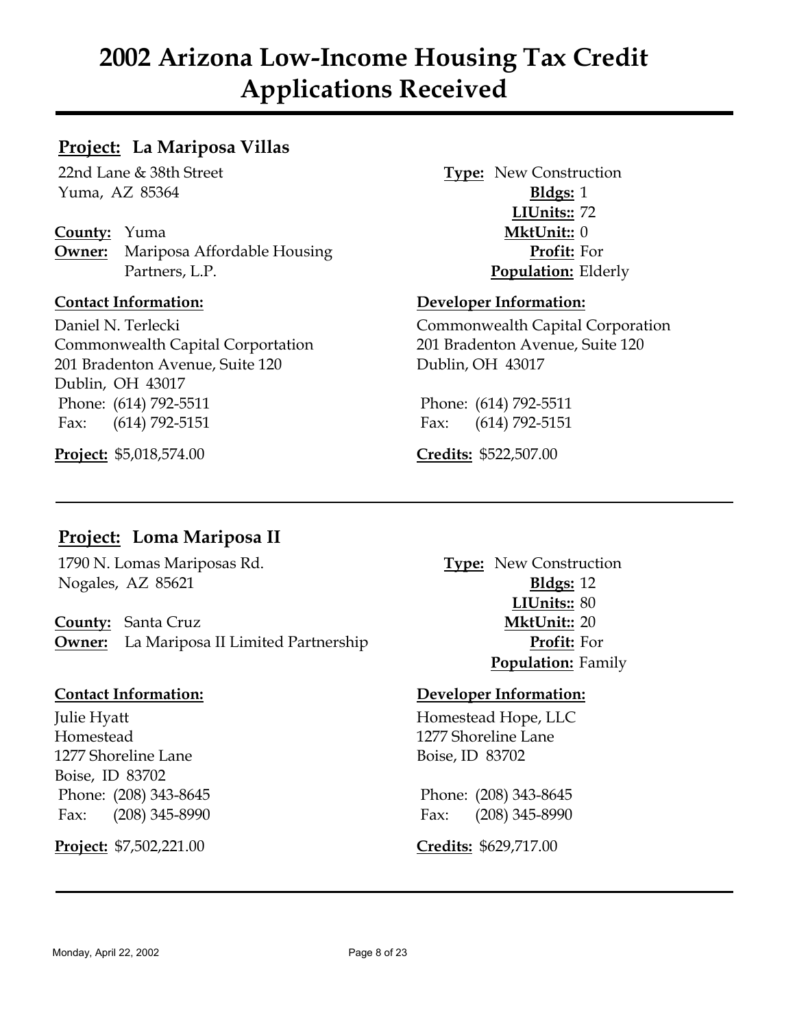# 2002 Arizona Low-Income Housing Tax Credit Applications Received

## Project: La Mariposa Villas

22nd Lane & 38th Street
Yuma, AZ 85364

**County:** Yuma
**Owner:** Mariposa Affordable Housing Partners, L.P.

**Type:** New Construction
**Bldgs:** 1
**LIUnits::** 72
**MktUnit::** 0
**Profit:** For
**Population:** Elderly

**Contact Information:**

Daniel N. Terlecki
Commonwealth Capital Corportation
201 Bradenton Avenue, Suite 120
Dublin, OH 43017
Phone: (614) 792-5511
Fax: (614) 792-5151

**Developer Information:**

Commonwealth Capital Corporation
201 Bradenton Avenue, Suite 120
Dublin, OH 43017
Phone: (614) 792-5511
Fax: (614) 792-5151

**Project:** $5,018,574.00
**Credits:** $522,507.00

---

## Project: Loma Mariposa II

1790 N. Lomas Mariposas Rd.
Nogales, AZ 85621

**County:** Santa Cruz
**Owner:** La Mariposa II Limited Partnership

**Type:** New Construction
**Bldgs:** 12
**LIUnits::** 80
**MktUnit::** 20
**Profit:** For
**Population:** Family

**Contact Information:**

Julie Hyatt
Homestead
1277 Shoreline Lane
Boise, ID 83702
Phone: (208) 343-8645
Fax: (208) 345-8990

**Developer Information:**

Homestead Hope, LLC
1277 Shoreline Lane
Boise, ID 83702
Phone: (208) 343-8645
Fax: (208) 345-8990

**Project:** $7,502,221.00
**Credits:** $629,717.00

---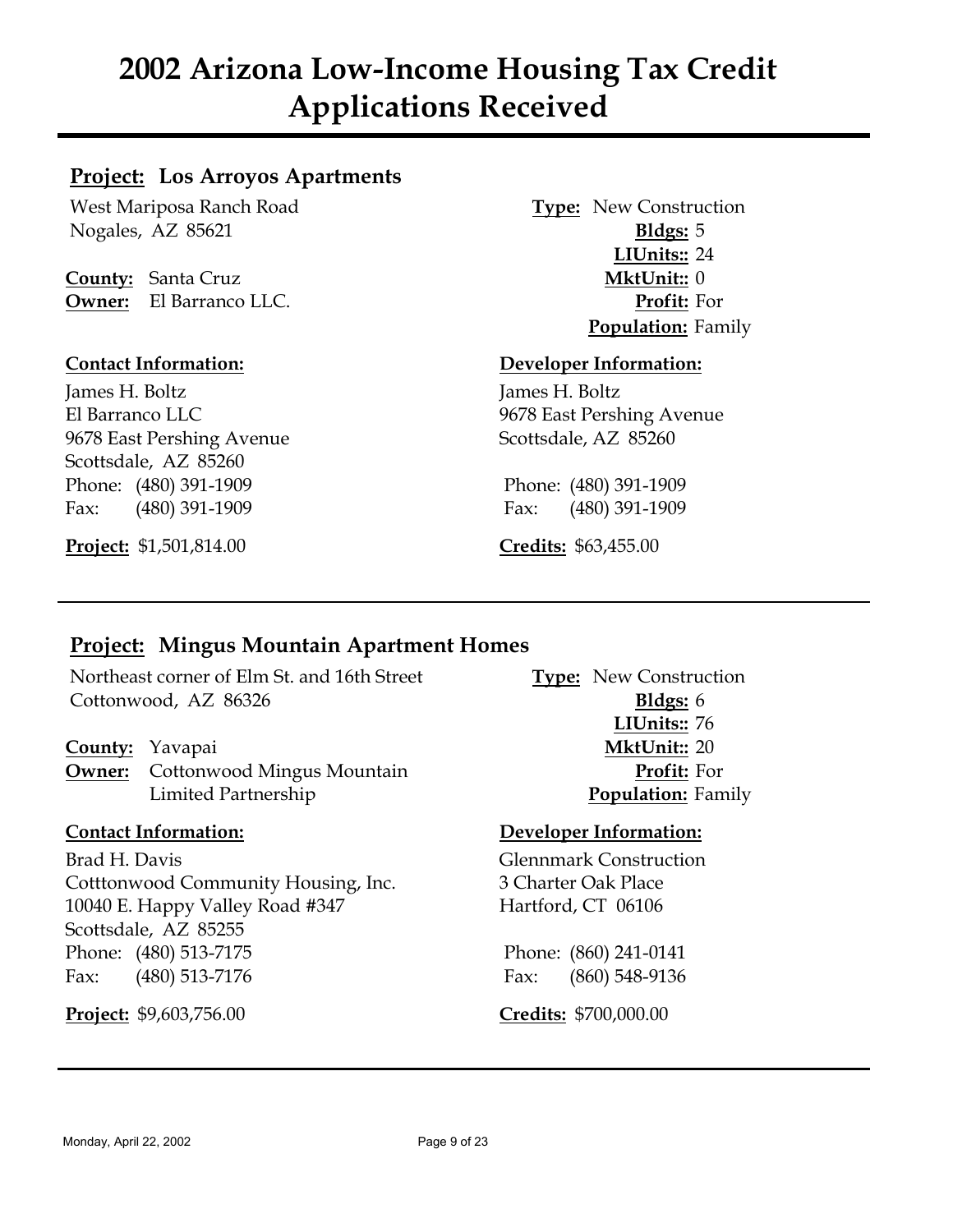# 2002 Arizona Low-Income Housing Tax Credit Applications Received

## Project: Los Arroyos Apartments

West Mariposa Ranch Road
Nogales, AZ 85621

**County:** Santa Cruz
**Owner:** El Barranco LLC.

**Type:** New Construction
**Bldgs:** 5
**LIUnits::** 24
**MktUnit::** 0
**Profit:** For
**Population:** Family

**Contact Information:**

James H. Boltz
El Barranco LLC
9678 East Pershing Avenue
Scottsdale, AZ 85260
Phone: (480) 391-1909
Fax: (480) 391-1909

**Developer Information:**

James H. Boltz
9678 East Pershing Avenue
Scottsdale, AZ 85260

Phone: (480) 391-1909
Fax: (480) 391-1909

**Project:** $1,501,814.00

**Credits:** $63,455.00

---

## Project: Mingus Mountain Apartment Homes

Northeast corner of Elm St. and 16th Street
Cottonwood, AZ 86326

**County:** Yavapai
**Owner:** Cottonwood Mingus Mountain Limited Partnership

**Type:** New Construction
**Bldgs:** 6
**LIUnits::** 76
**MktUnit::** 20
**Profit:** For
**Population:** Family

**Contact Information:**

Brad H. Davis
Cotttonwood Community Housing, Inc.
10040 E. Happy Valley Road #347
Scottsdale, AZ 85255
Phone: (480) 513-7175
Fax: (480) 513-7176

**Developer Information:**

Glennmark Construction
3 Charter Oak Place
Hartford, CT 06106

Phone: (860) 241-0141
Fax: (860) 548-9136

**Project:** $9,603,756.00

**Credits:** $700,000.00

---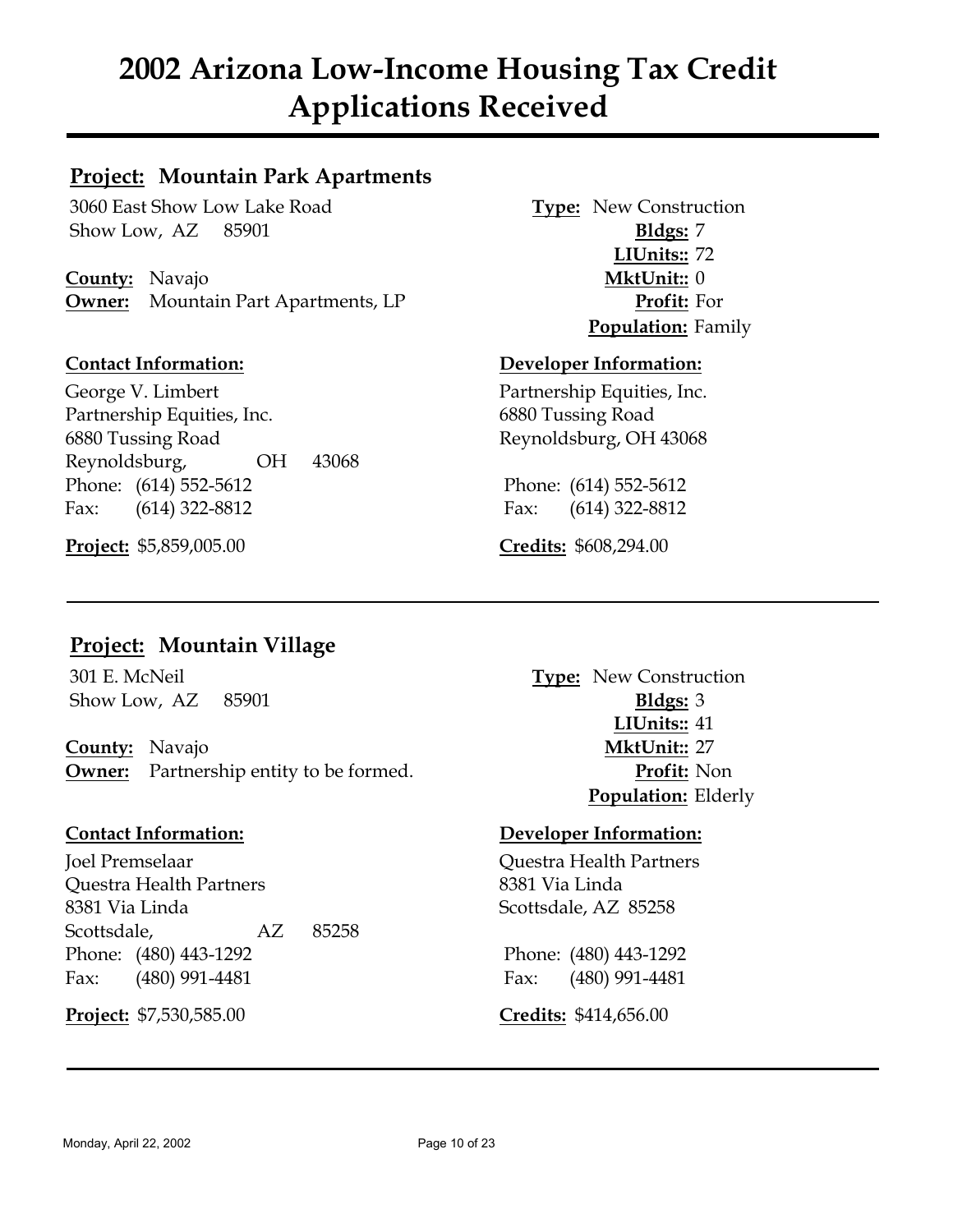# 2002 Arizona Low-Income Housing Tax Credit Applications Received

---

## **Project:** Mountain Park Apartments

3060 East Show Low Lake Road
Show Low, AZ 85901

**County:** Navajo
**Owner:** Mountain Part Apartments, LP

**Type:** New Construction
**Bldgs:** 7
**LIUnits::** 72
**MktUnit::** 0
**Profit:** For
**Population:** Family

**Contact Information:**

George V. Limbert
Partnership Equities, Inc.
6880 Tussing Road
Reynoldsburg, OH 43068
Phone: (614) 552-5612
Fax: (614) 322-8812

**Developer Information:**

Partnership Equities, Inc.
6880 Tussing Road
Reynoldsburg, OH 43068
Phone: (614) 552-5612
Fax: (614) 322-8812

**Project:** $5,859,005.00

**Credits:** $608,294.00

---

## **Project:** Mountain Village

301 E. McNeil
Show Low, AZ 85901

**County:** Navajo
**Owner:** Partnership entity to be formed.

**Type:** New Construction
**Bldgs:** 3
**LIUnits::** 41
**MktUnit::** 27
**Profit:** Non
**Population:** Elderly

**Contact Information:**

Joel Premselaar
Questra Health Partners
8381 Via Linda
Scottsdale, AZ 85258
Phone: (480) 443-1292
Fax: (480) 991-4481

**Developer Information:**

Questra Health Partners
8381 Via Linda
Scottsdale, AZ 85258
Phone: (480) 443-1292
Fax: (480) 991-4481

**Project:** $7,530,585.00

**Credits:** $414,656.00

---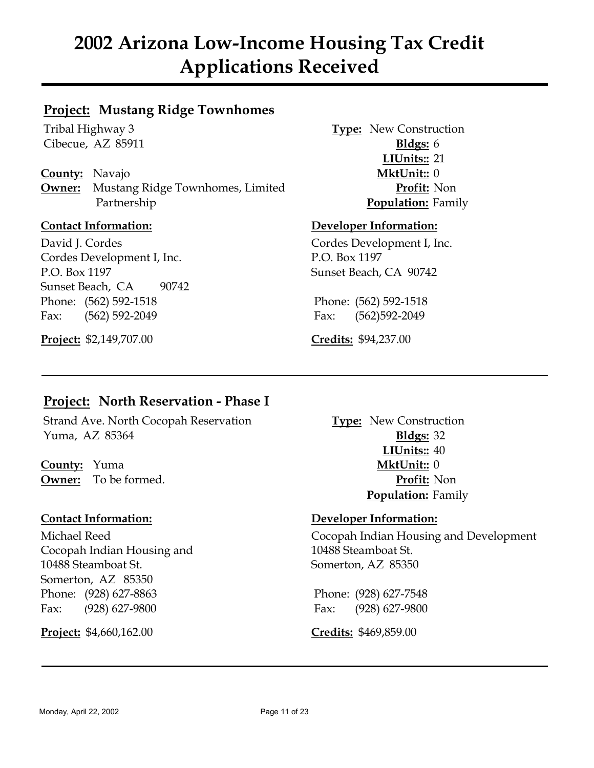# 2002 Arizona Low-Income Housing Tax Credit Applications Received

## **Project:** Mustang Ridge Townhomes

Tribal Highway 3
Cibecue, AZ 85911

**County:** Navajo
**Owner:** Mustang Ridge Townhomes, Limited Partnership

**Type:** New Construction
**Bldgs:** 6
**LIUnits::** 21
**MktUnit::** 0
**Profit:** Non
**Population:** Family

**Contact Information:**

David J. Cordes
Cordes Development I, Inc.
P.O. Box 1197
Sunset Beach, CA 90742
Phone: (562) 592-1518
Fax: (562) 592-2049

**Developer Information:**

Cordes Development I, Inc.
P.O. Box 1197
Sunset Beach, CA 90742

Phone: (562) 592-1518
Fax: (562)592-2049

**Project:** $2,149,707.00

**Credits:** $94,237.00

---

## **Project:** North Reservation - Phase I

Strand Ave. North Cocopah Reservation
Yuma, AZ 85364

**County:** Yuma
**Owner:** To be formed.

**Type:** New Construction
**Bldgs:** 32
**LIUnits::** 40
**MktUnit::** 0
**Profit:** Non
**Population:** Family

**Contact Information:**

Michael Reed
Cocopah Indian Housing and
10488 Steamboat St.
Somerton, AZ 85350
Phone: (928) 627-8863
Fax: (928) 627-9800

**Developer Information:**

Cocopah Indian Housing and Development
10488 Steamboat St.
Somerton, AZ 85350

Phone: (928) 627-7548
Fax: (928) 627-9800

**Project:** $4,660,162.00

**Credits:** $469,859.00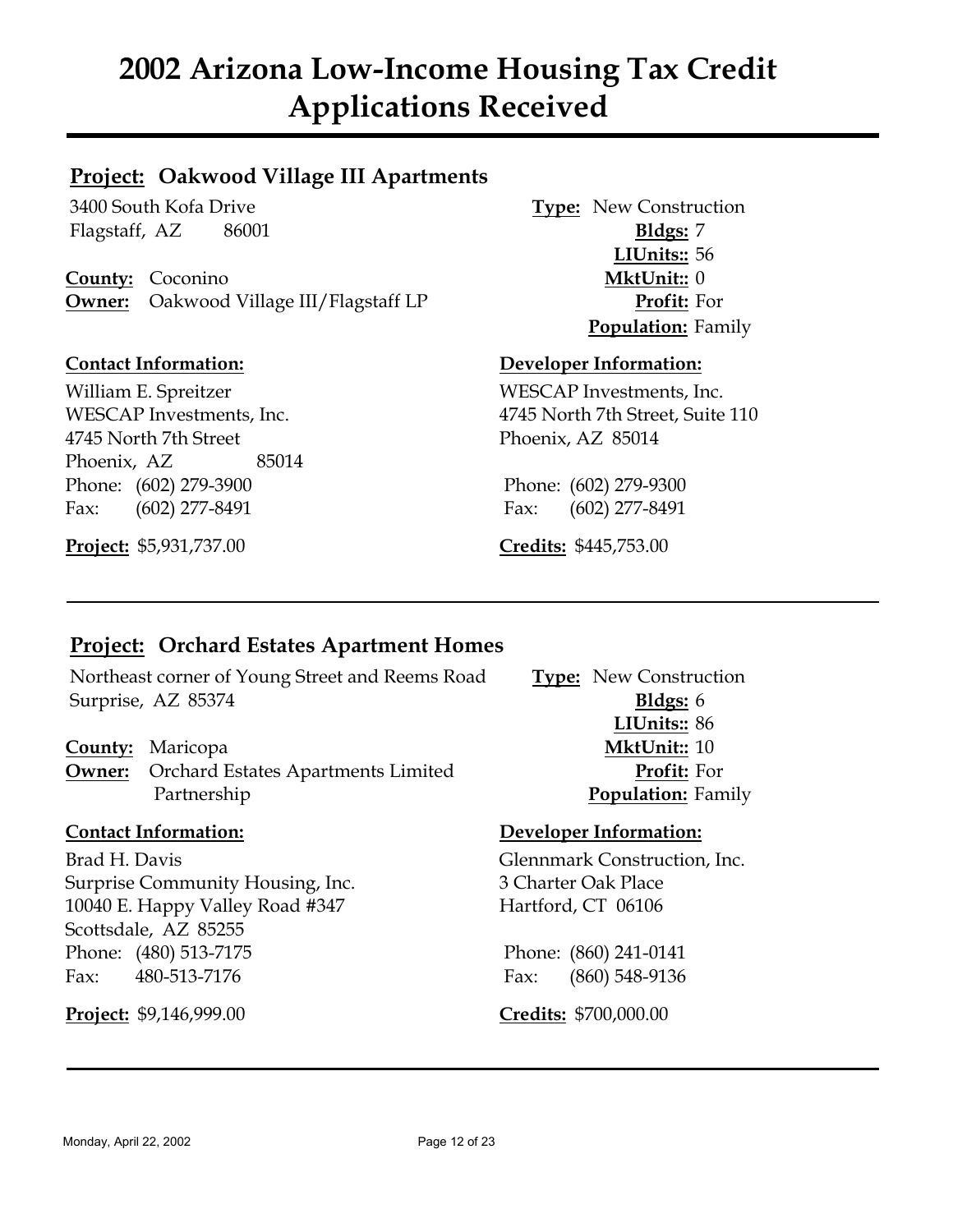# 2002 Arizona Low-Income Housing Tax Credit Applications Received

## Project: Oakwood Village III Apartments

3400 South Kofa Drive
Flagstaff, AZ 86001

**County:** Coconino
**Owner:** Oakwood Village III/Flagstaff LP

**Type:** New Construction
**Bldgs:** 7
**LIUnits::** 56
**MktUnit::** 0
**Profit:** For
**Population:** Family

**Contact Information:**

William E. Spreitzer
WESCAP Investments, Inc.
4745 North 7th Street
Phoenix, AZ 85014
Phone: (602) 279-3900
Fax: (602) 277-8491

**Developer Information:**

WESCAP Investments, Inc.
4745 North 7th Street, Suite 110
Phoenix, AZ 85014

Phone: (602) 279-9300
Fax: (602) 277-8491

**Project:** $5,931,737.00

**Credits:** $445,753.00

---

## Project: Orchard Estates Apartment Homes

Northeast corner of Young Street and Reems Road
Surprise, AZ 85374

**County:** Maricopa
**Owner:** Orchard Estates Apartments Limited Partnership

**Type:** New Construction
**Bldgs:** 6
**LIUnits::** 86
**MktUnit::** 10
**Profit:** For
**Population:** Family

**Contact Information:**

Brad H. Davis
Surprise Community Housing, Inc.
10040 E. Happy Valley Road #347
Scottsdale, AZ 85255
Phone: (480) 513-7175
Fax: 480-513-7176

**Developer Information:**

Glennmark Construction, Inc.
3 Charter Oak Place
Hartford, CT 06106

Phone: (860) 241-0141
Fax: (860) 548-9136

**Project:** $9,146,999.00

**Credits:** $700,000.00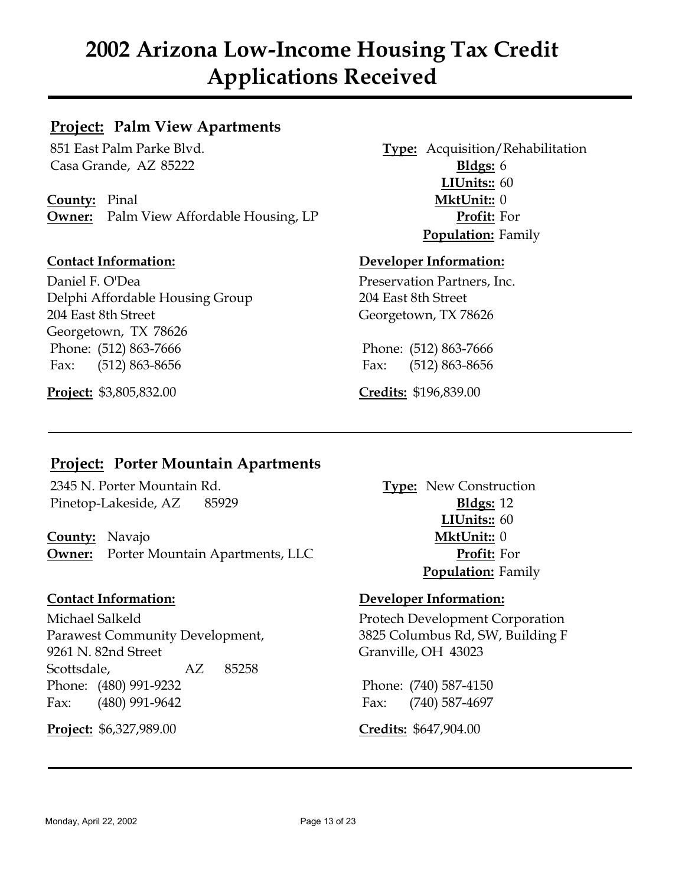# 2002 Arizona Low-Income Housing Tax Credit Applications Received

## **Project:** Palm View Apartments

851 East Palm Parke Blvd.
Casa Grande, AZ 85222

**County:** Pinal
**Owner:** Palm View Affordable Housing, LP

**Type:** Acquisition/Rehabilitation
**Bldgs:** 6
**LIUnits::** 60
**MktUnit::** 0
**Profit:** For
**Population:** Family

**Contact Information:**

Daniel F. O'Dea
Delphi Affordable Housing Group
204 East 8th Street
Georgetown, TX 78626
Phone: (512) 863-7666
Fax: (512) 863-8656

**Developer Information:**

Preservation Partners, Inc.
204 East 8th Street
Georgetown, TX 78626

Phone: (512) 863-7666
Fax: (512) 863-8656

**Project:** $3,805,832.00

**Credits:** $196,839.00

---

## **Project:** Porter Mountain Apartments

2345 N. Porter Mountain Rd.
Pinetop-Lakeside, AZ 85929

**County:** Navajo
**Owner:** Porter Mountain Apartments, LLC

**Type:** New Construction
**Bldgs:** 12
**LIUnits::** 60
**MktUnit::** 0
**Profit:** For
**Population:** Family

**Contact Information:**

Michael Salkeld
Parawest Community Development,
9261 N. 82nd Street
Scottsdale, AZ 85258
Phone: (480) 991-9232
Fax: (480) 991-9642

**Developer Information:**

Protech Development Corporation
3825 Columbus Rd, SW, Building F
Granville, OH 43023

Phone: (740) 587-4150
Fax: (740) 587-4697

**Project:** $6,327,989.00

**Credits:** $647,904.00

---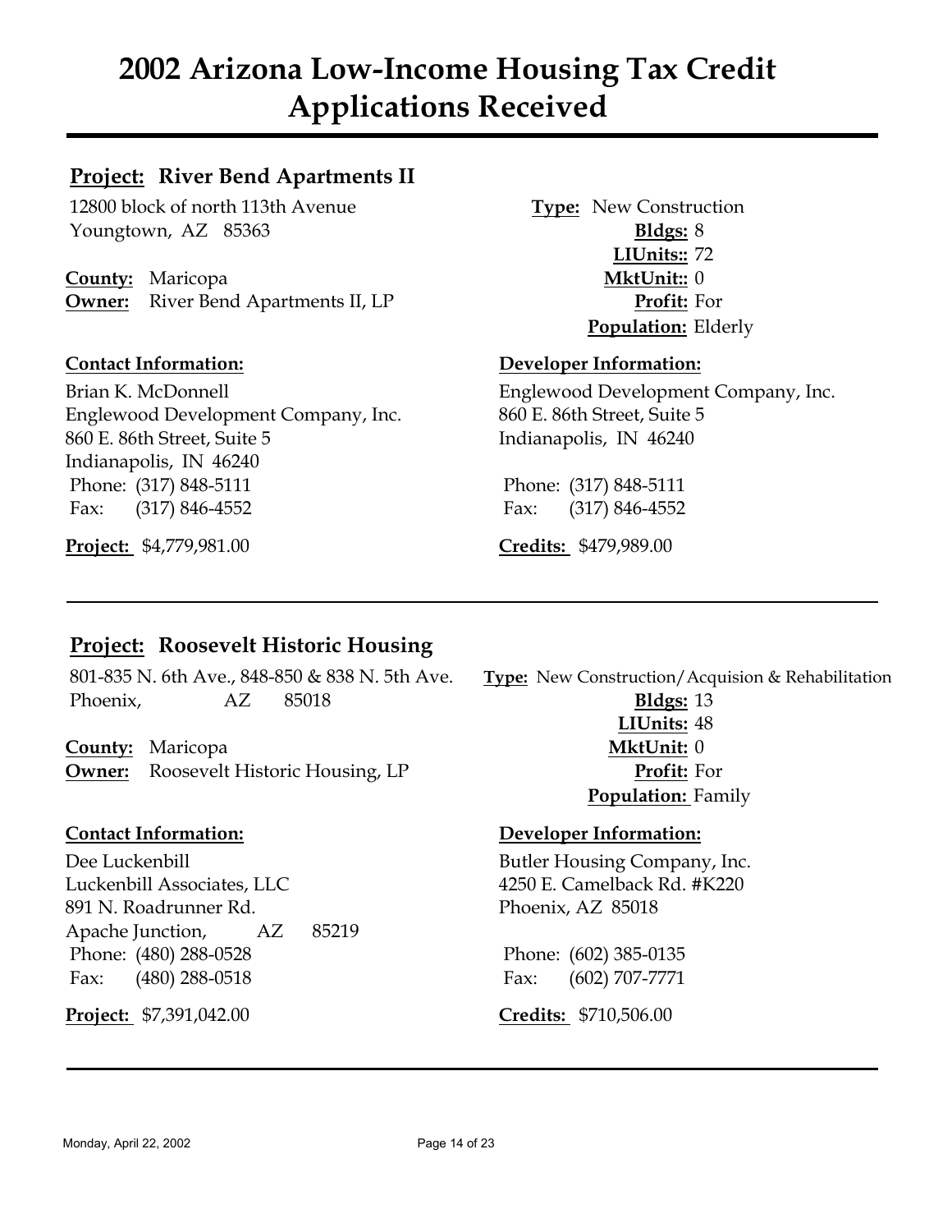# 2002 Arizona Low-Income Housing Tax Credit Applications Received

## **Project:** River Bend Apartments II

12800 block of north 113th Avenue
Youngtown, AZ 85363

**County:** Maricopa
**Owner:** River Bend Apartments II, LP

**Type:** New Construction
**Bldgs:** 8
**LIUnits::** 72
**MktUnit::** 0
**Profit:** For
**Population:** Elderly

**Contact Information:**

Brian K. McDonnell
Englewood Development Company, Inc.
860 E. 86th Street, Suite 5
Indianapolis, IN 46240
Phone: (317) 848-5111
Fax: (317) 846-4552

**Developer Information:**

Englewood Development Company, Inc.
860 E. 86th Street, Suite 5
Indianapolis, IN 46240

Phone: (317) 848-5111
Fax: (317) 846-4552

**Project:** $4,779,981.00

**Credits:** $479,989.00

---

## **Project:** Roosevelt Historic Housing

801-835 N. 6th Ave., 848-850 & 838 N. 5th Ave.
Phoenix, AZ 85018

**County:** Maricopa
**Owner:** Roosevelt Historic Housing, LP

**Type:** New Construction/Acquision & Rehabilitation
**Bldgs:** 13
**LIUnits:** 48
**MktUnit:** 0
**Profit:** For
**Population:** Family

**Contact Information:**

Dee Luckenbill
Luckenbill Associates, LLC
891 N. Roadrunner Rd.
Apache Junction, AZ 85219
Phone: (480) 288-0528
Fax: (480) 288-0518

**Developer Information:**

Butler Housing Company, Inc.
4250 E. Camelback Rd. #K220
Phoenix, AZ 85018

Phone: (602) 385-0135
Fax: (602) 707-7771

**Project:** $7,391,042.00

**Credits:** $710,506.00

---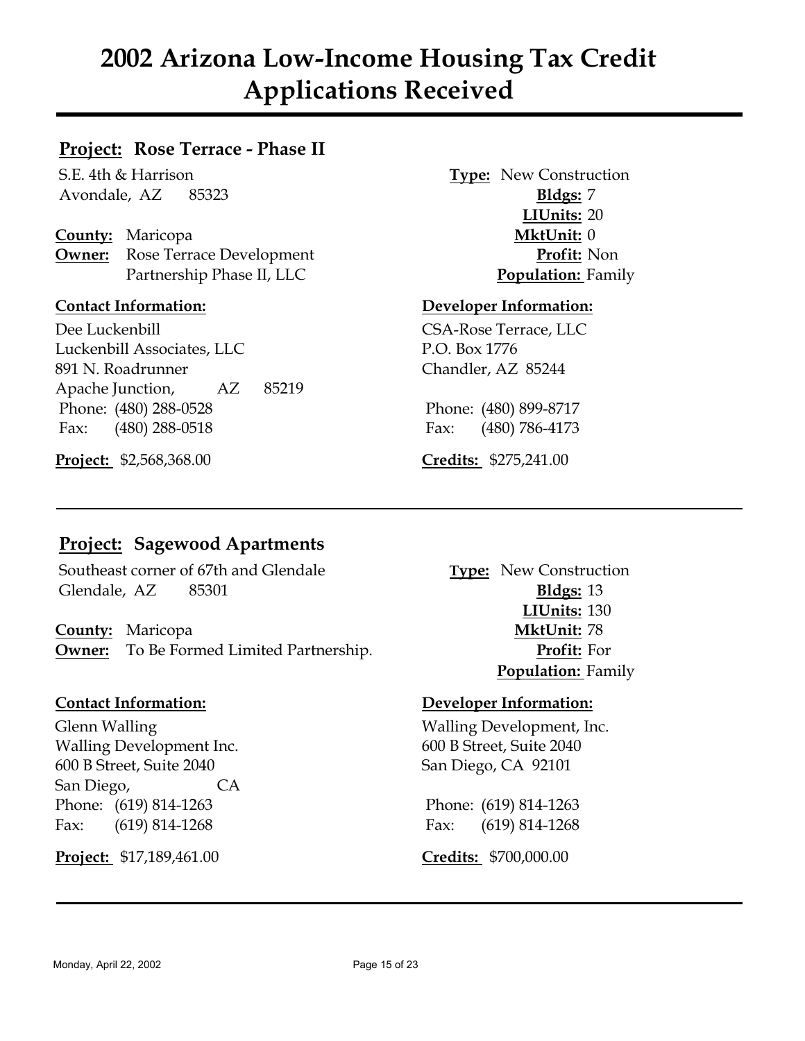# 2002 Arizona Low-Income Housing Tax Credit Applications Received

## **Project:** Rose Terrace - Phase II

S.E. 4th & Harrison
Avondale, AZ 85323

**County:** Maricopa
**Owner:** Rose Terrace Development Partnership Phase II, LLC

**Type:** New Construction
**Bldgs:** 7
**LIUnits:** 20
**MktUnit:** 0
**Profit:** Non
**Population:** Family

### Contact Information:

Dee Luckenbill
Luckenbill Associates, LLC
891 N. Roadrunner
Apache Junction, AZ 85219
Phone: (480) 288-0528
Fax: (480) 288-0518

### Developer Information:

CSA-Rose Terrace, LLC
P.O. Box 1776
Chandler, AZ 85244

Phone: (480) 899-8717
Fax: (480) 786-4173

**Project:** $2,568,368.00

**Credits:** $275,241.00

---

## **Project:** Sagewood Apartments

Southeast corner of 67th and Glendale
Glendale, AZ 85301

**County:** Maricopa
**Owner:** To Be Formed Limited Partnership.

**Type:** New Construction
**Bldgs:** 13
**LIUnits:** 130
**MktUnit:** 78
**Profit:** For
**Population:** Family

### Contact Information:

Glenn Walling
Walling Development Inc.
600 B Street, Suite 2040
San Diego, CA
Phone: (619) 814-1263
Fax: (619) 814-1268

### Developer Information:

Walling Development, Inc.
600 B Street, Suite 2040
San Diego, CA 92101

Phone: (619) 814-1263
Fax: (619) 814-1268

**Project:** $17,189,461.00

**Credits:** $700,000.00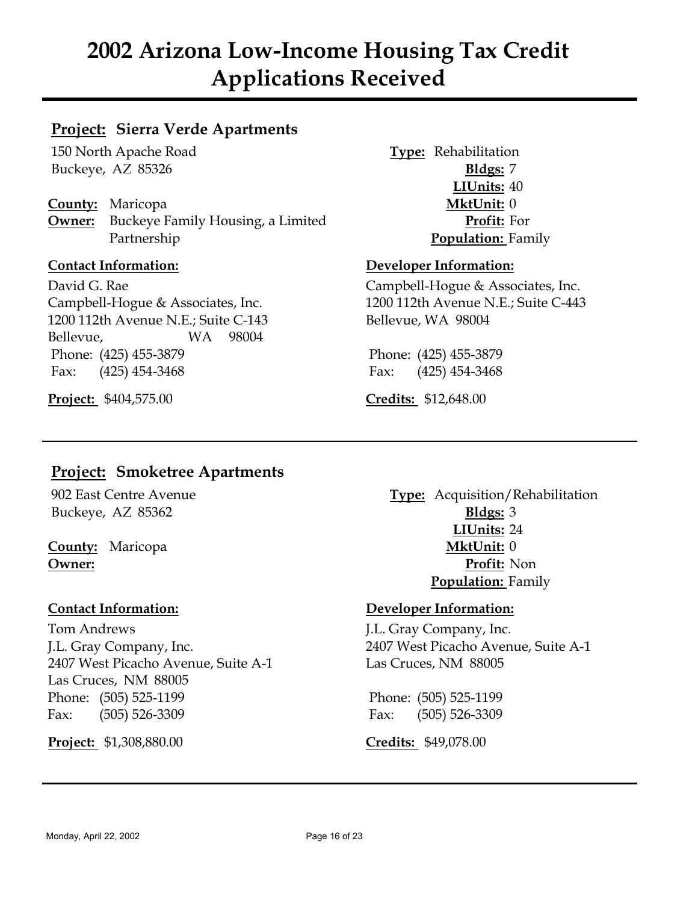# 2002 Arizona Low-Income Housing Tax Credit Applications Received

## **Project:** Sierra Verde Apartments

150 North Apache Road
Buckeye, AZ 85326

**County:** Maricopa
**Owner:** Buckeye Family Housing, a Limited Partnership

**Type:** Rehabilitation
**Bldgs:** 7
**LIUnits:** 40
**MktUnit:** 0
**Profit:** For
**Population:** Family

**Contact Information:**

David G. Rae
Campbell-Hogue & Associates, Inc.
1200 112th Avenue N.E.; Suite C-143
Bellevue, WA 98004
Phone: (425) 455-3879
Fax: (425) 454-3468

**Developer Information:**

Campbell-Hogue & Associates, Inc.
1200 112th Avenue N.E.; Suite C-443
Bellevue, WA 98004

Phone: (425) 455-3879
Fax: (425) 454-3468

**Project:** $404,575.00

**Credits:** $12,648.00

---

## **Project:** Smoketree Apartments

902 East Centre Avenue
Buckeye, AZ 85362

**County:** Maricopa
**Owner:**

**Type:** Acquisition/Rehabilitation
**Bldgs:** 3
**LIUnits:** 24
**MktUnit:** 0
**Profit:** Non
**Population:** Family

**Contact Information:**

Tom Andrews
J.L. Gray Company, Inc.
2407 West Picacho Avenue, Suite A-1
Las Cruces, NM 88005
Phone: (505) 525-1199
Fax: (505) 526-3309

**Developer Information:**

J.L. Gray Company, Inc.
2407 West Picacho Avenue, Suite A-1
Las Cruces, NM 88005

Phone: (505) 525-1199
Fax: (505) 526-3309

**Project:** $1,308,880.00

**Credits:** $49,078.00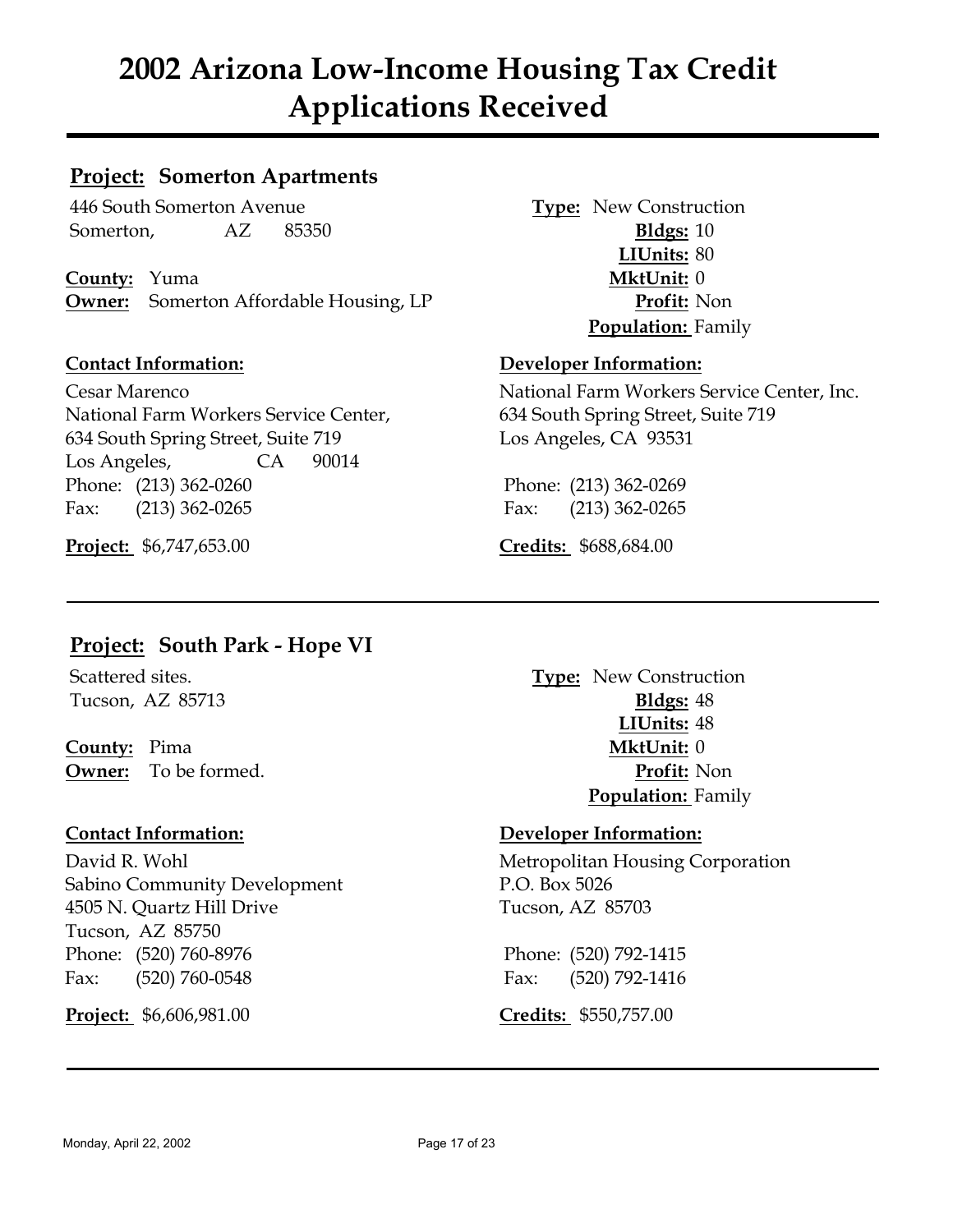# 2002 Arizona Low-Income Housing Tax Credit Applications Received

## Project: Somerton Apartments

446 South Somerton Avenue
Somerton, AZ 85350

**County:** Yuma
**Owner:** Somerton Affordable Housing, LP

**Type:** New Construction
**Bldgs:** 10
**LIUnits:** 80
**MktUnit:** 0
**Profit:** Non
**Population:** Family

**Contact Information:**

Cesar Marenco
National Farm Workers Service Center,
634 South Spring Street, Suite 719
Los Angeles, CA 90014
Phone: (213) 362-0260
Fax: (213) 362-0265

**Developer Information:**

National Farm Workers Service Center, Inc.
634 South Spring Street, Suite 719
Los Angeles, CA 93531

Phone: (213) 362-0269
Fax: (213) 362-0265

**Project:** $6,747,653.00

**Credits:** $688,684.00

---

## Project: South Park - Hope VI

Scattered sites.
Tucson, AZ 85713

**County:** Pima
**Owner:** To be formed.

**Type:** New Construction
**Bldgs:** 48
**LIUnits:** 48
**MktUnit:** 0
**Profit:** Non
**Population:** Family

**Contact Information:**

David R. Wohl
Sabino Community Development
4505 N. Quartz Hill Drive
Tucson, AZ 85750
Phone: (520) 760-8976
Fax: (520) 760-0548

**Developer Information:**

Metropolitan Housing Corporation
P.O. Box 5026
Tucson, AZ 85703

Phone: (520) 792-1415
Fax: (520) 792-1416

**Project:** $6,606,981.00

**Credits:** $550,757.00

---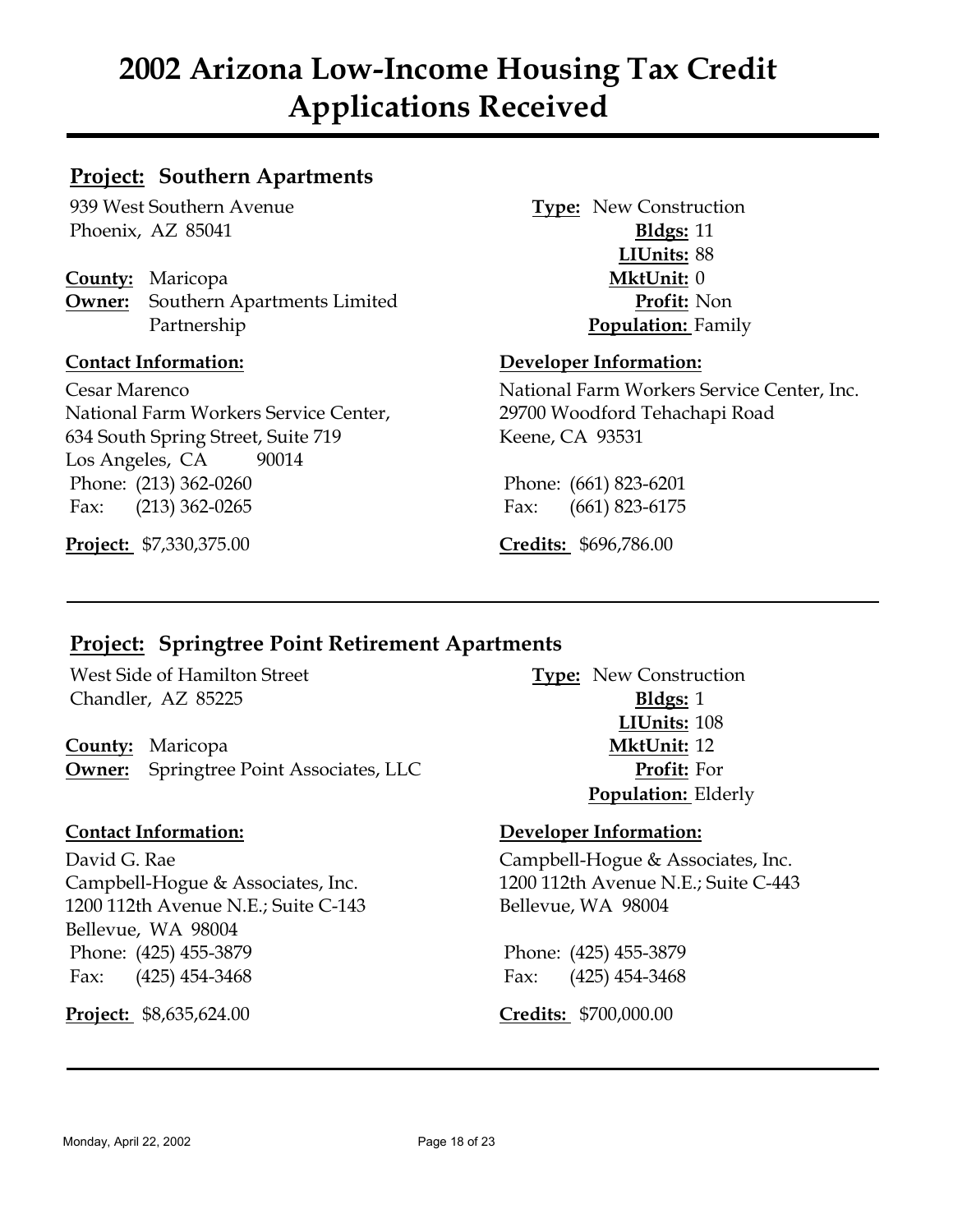# 2002 Arizona Low-Income Housing Tax Credit Applications Received

## **Project:** Southern Apartments

939 West Southern Avenue
Phoenix, AZ 85041

**County:** Maricopa
**Owner:** Southern Apartments Limited Partnership

**Type:** New Construction
**Bldgs:** 11
**LIUnits:** 88
**MktUnit:** 0
**Profit:** Non
**Population:** Family

**Contact Information:**

Cesar Marenco
National Farm Workers Service Center,
634 South Spring Street, Suite 719
Los Angeles, CA 90014
Phone: (213) 362-0260
Fax: (213) 362-0265

**Developer Information:**

National Farm Workers Service Center, Inc.
29700 Woodford Tehachapi Road
Keene, CA 93531

Phone: (661) 823-6201
Fax: (661) 823-6175

**Project:** $7,330,375.00

**Credits:** $696,786.00

---

## **Project:** Springtree Point Retirement Apartments

West Side of Hamilton Street
Chandler, AZ 85225

**County:** Maricopa
**Owner:** Springtree Point Associates, LLC

**Type:** New Construction
**Bldgs:** 1
**LIUnits:** 108
**MktUnit:** 12
**Profit:** For
**Population:** Elderly

**Contact Information:**

David G. Rae
Campbell-Hogue & Associates, Inc.
1200 112th Avenue N.E.; Suite C-143
Bellevue, WA 98004
Phone: (425) 455-3879
Fax: (425) 454-3468

**Developer Information:**

Campbell-Hogue & Associates, Inc.
1200 112th Avenue N.E.; Suite C-443
Bellevue, WA 98004

Phone: (425) 455-3879
Fax: (425) 454-3468

**Project:** $8,635,624.00

**Credits:** $700,000.00

---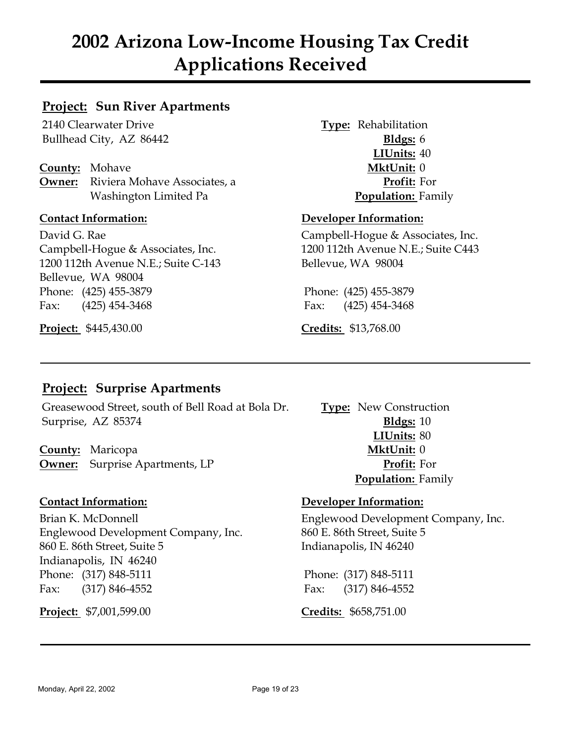# 2002 Arizona Low-Income Housing Tax Credit Applications Received

## Project: Sun River Apartments

2140 Clearwater Drive
Bullhead City, AZ 86442

**County:** Mohave
**Owner:** Riviera Mohave Associates, a Washington Limited Pa

**Type:** Rehabilitation
**Bldgs:** 6
**LIUnits:** 40
**MktUnit:** 0
**Profit:** For
**Population:** Family

### Contact Information:

David G. Rae
Campbell-Hogue & Associates, Inc.
1200 112th Avenue N.E.; Suite C-143
Bellevue, WA 98004
Phone: (425) 455-3879
Fax: (425) 454-3468

### Developer Information:

Campbell-Hogue & Associates, Inc.
1200 112th Avenue N.E.; Suite C443
Bellevue, WA 98004

Phone: (425) 455-3879
Fax: (425) 454-3468

**Project:** $445,430.00

**Credits:** $13,768.00

---

## Project: Surprise Apartments

Greasewood Street, south of Bell Road at Bola Dr.
Surprise, AZ 85374

**County:** Maricopa
**Owner:** Surprise Apartments, LP

**Type:** New Construction
**Bldgs:** 10
**LIUnits:** 80
**MktUnit:** 0
**Profit:** For
**Population:** Family

### Contact Information:

Brian K. McDonnell
Englewood Development Company, Inc.
860 E. 86th Street, Suite 5
Indianapolis, IN 46240
Phone: (317) 848-5111
Fax: (317) 846-4552

### Developer Information:

Englewood Development Company, Inc.
860 E. 86th Street, Suite 5
Indianapolis, IN 46240

Phone: (317) 848-5111
Fax: (317) 846-4552

**Project:** $7,001,599.00

**Credits:** $658,751.00

---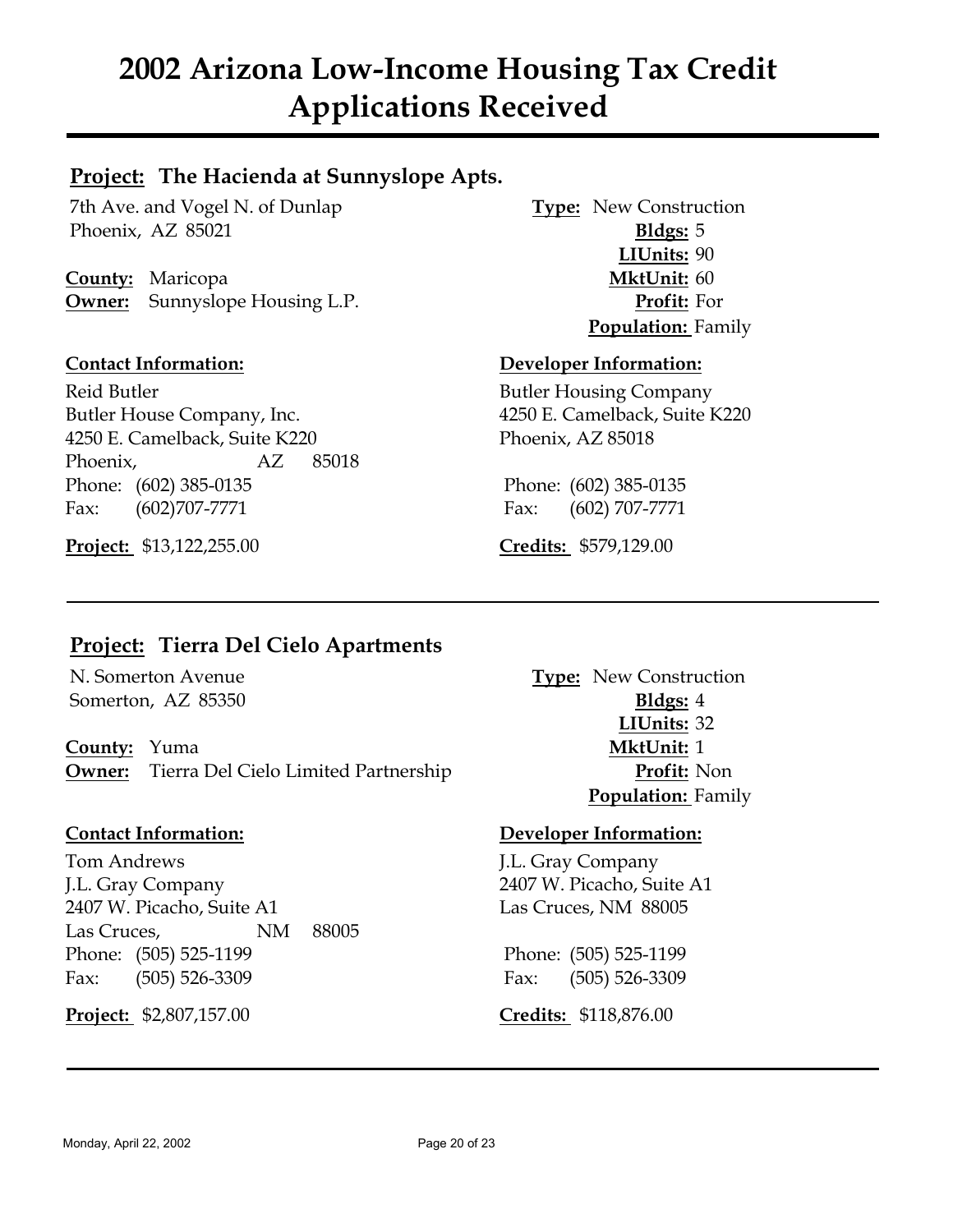# 2002 Arizona Low-Income Housing Tax Credit Applications Received

## **Project:** The Hacienda at Sunnyslope Apts.

7th Ave. and Vogel N. of Dunlap
Phoenix, AZ 85021

**County:** Maricopa
**Owner:** Sunnyslope Housing L.P.

**Type:** New Construction
**Bldgs:** 5
**LIUnits:** 90
**MktUnit:** 60
**Profit:** For
**Population:** Family

**Contact Information:**

Reid Butler
Butler House Company, Inc.
4250 E. Camelback, Suite K220
Phoenix, AZ 85018
Phone: (602) 385-0135
Fax: (602)707-7771

**Developer Information:**

Butler Housing Company
4250 E. Camelback, Suite K220
Phoenix, AZ 85018

Phone: (602) 385-0135
Fax: (602) 707-7771

**Project:** $13,122,255.00

**Credits:** $579,129.00

---

## **Project:** Tierra Del Cielo Apartments

N. Somerton Avenue
Somerton, AZ 85350

**County:** Yuma
**Owner:** Tierra Del Cielo Limited Partnership

**Type:** New Construction
**Bldgs:** 4
**LIUnits:** 32
**MktUnit:** 1
**Profit:** Non
**Population:** Family

**Contact Information:**

Tom Andrews
J.L. Gray Company
2407 W. Picacho, Suite A1
Las Cruces, NM 88005
Phone: (505) 525-1199
Fax: (505) 526-3309

**Developer Information:**

J.L. Gray Company
2407 W. Picacho, Suite A1
Las Cruces, NM 88005

Phone: (505) 525-1199
Fax: (505) 526-3309

**Project:** $2,807,157.00

**Credits:** $118,876.00

---

Monday, April 22, 2002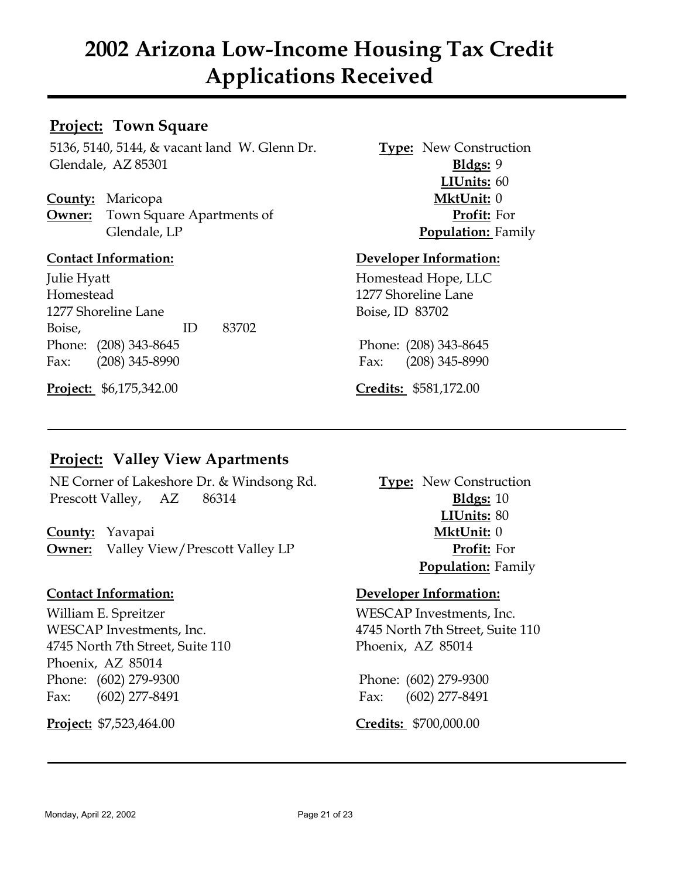# 2002 Arizona Low-Income Housing Tax Credit Applications Received

## **Project:** Town Square

5136, 5140, 5144, & vacant land W. Glenn Dr.
Glendale, AZ 85301

**County:** Maricopa
**Owner:** Town Square Apartments of Glendale, LP

**Type:** New Construction
**Bldgs:** 9
**LIUnits:** 60
**MktUnit:** 0
**Profit:** For
**Population:** Family

**Contact Information:**

Julie Hyatt
Homestead
1277 Shoreline Lane
Boise, ID 83702
Phone: (208) 343-8645
Fax: (208) 345-8990

**Developer Information:**

Homestead Hope, LLC
1277 Shoreline Lane
Boise, ID 83702

Phone: (208) 343-8645
Fax: (208) 345-8990

**Project:** $6,175,342.00

**Credits:** $581,172.00

---

## **Project:** Valley View Apartments

NE Corner of Lakeshore Dr. & Windsong Rd.
Prescott Valley, AZ 86314

**County:** Yavapai
**Owner:** Valley View/Prescott Valley LP

**Type:** New Construction
**Bldgs:** 10
**LIUnits:** 80
**MktUnit:** 0
**Profit:** For
**Population:** Family

**Contact Information:**

William E. Spreitzer
WESCAP Investments, Inc.
4745 North 7th Street, Suite 110
Phoenix, AZ 85014
Phone: (602) 279-9300
Fax: (602) 277-8491

**Developer Information:**

WESCAP Investments, Inc.
4745 North 7th Street, Suite 110
Phoenix, AZ 85014

Phone: (602) 279-9300
Fax: (602) 277-8491

**Project:** $7,523,464.00

**Credits:** $700,000.00

---

Monday, April 22, 2002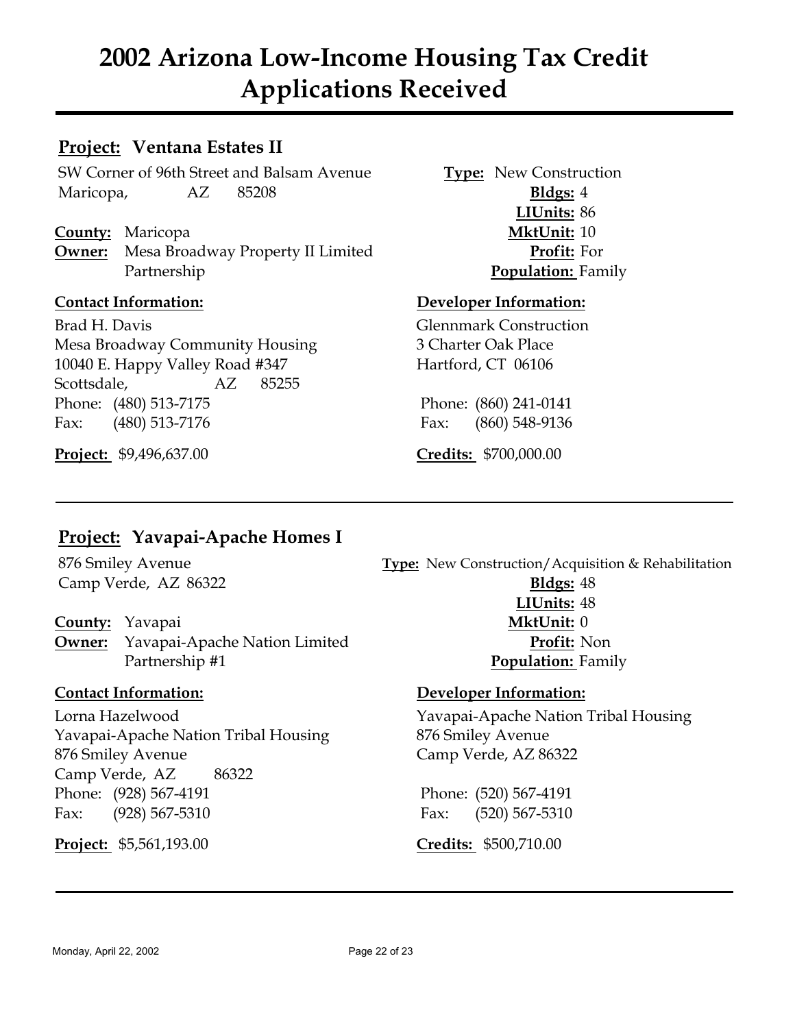# 2002 Arizona Low-Income Housing Tax Credit Applications Received

## Project: Ventana Estates II

SW Corner of 96th Street and Balsam Avenue
Maricopa, AZ 85208

**County:** Maricopa
**Owner:** Mesa Broadway Property II Limited Partnership

**Type:** New Construction
**Bldgs:** 4
**LIUnits:** 86
**MktUnit:** 10
**Profit:** For
**Population:** Family

**Contact Information:**

Brad H. Davis
Mesa Broadway Community Housing
10040 E. Happy Valley Road #347
Scottsdale, AZ 85255
Phone: (480) 513-7175
Fax: (480) 513-7176

**Developer Information:**

Glennmark Construction
3 Charter Oak Place
Hartford, CT 06106

Phone: (860) 241-0141
Fax: (860) 548-9136

**Project:** $9,496,637.00

**Credits:** $700,000.00

---

## Project: Yavapai-Apache Homes I

876 Smiley Avenue
Camp Verde, AZ 86322

**County:** Yavapai
**Owner:** Yavapai-Apache Nation Limited Partnership #1

**Type:** New Construction/Acquisition & Rehabilitation
**Bldgs:** 48
**LIUnits:** 48
**MktUnit:** 0
**Profit:** Non
**Population:** Family

**Contact Information:**

Lorna Hazelwood
Yavapai-Apache Nation Tribal Housing
876 Smiley Avenue
Camp Verde, AZ 86322
Phone: (928) 567-4191
Fax: (928) 567-5310

**Developer Information:**

Yavapai-Apache Nation Tribal Housing
876 Smiley Avenue
Camp Verde, AZ 86322

Phone: (520) 567-4191
Fax: (520) 567-5310

**Project:** $5,561,193.00

**Credits:** $500,710.00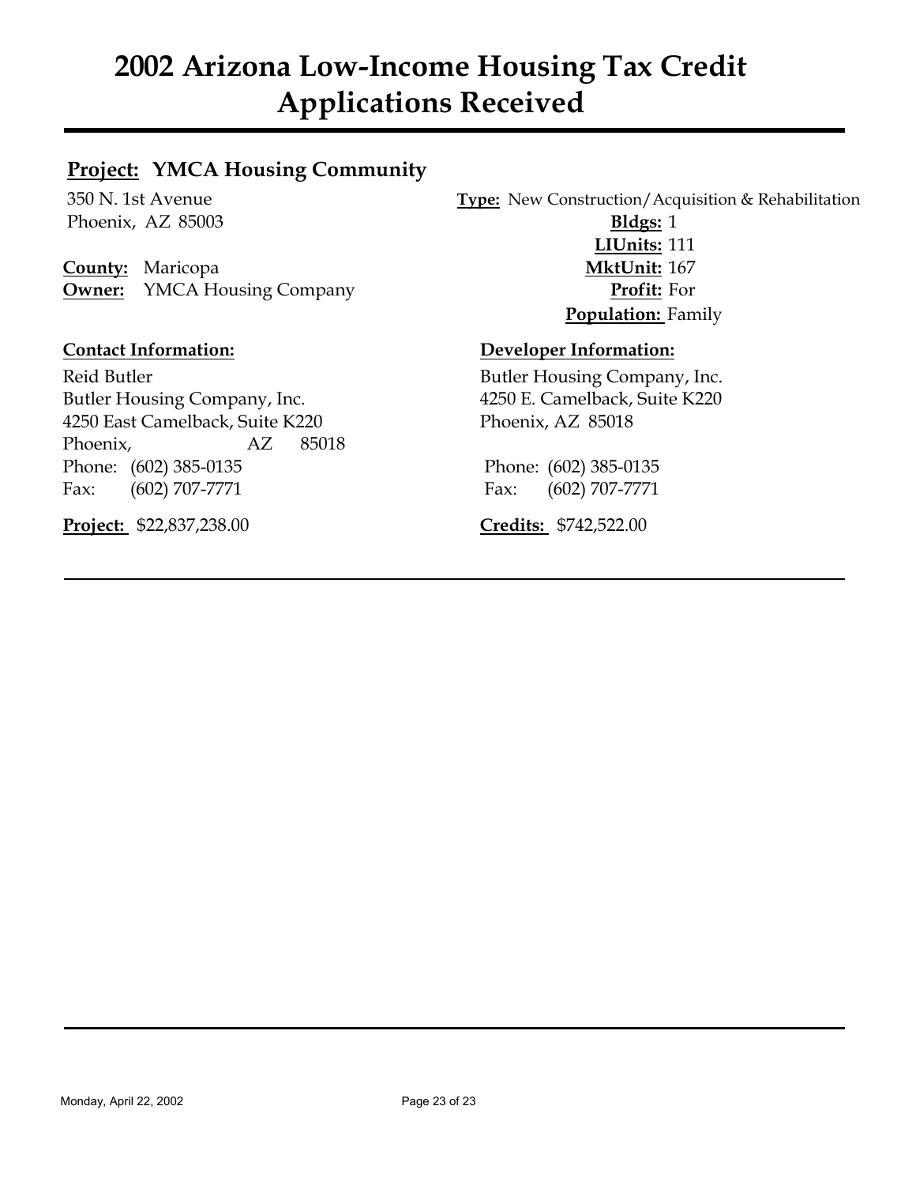# 2002 Arizona Low-Income Housing Tax Credit Applications Received

## Project: YMCA Housing Community

350 N. 1st Avenue
Phoenix, AZ 85003

**Type:** New Construction/Acquisition & Rehabilitation
**Bldgs:** 1
**LIUnits:** 111
**MktUnit:** 167
**Profit:** For
**Population:** Family

**County:** Maricopa
**Owner:** YMCA Housing Company

**Contact Information:**

Reid Butler
Butler Housing Company, Inc.
4250 East Camelback, Suite K220
Phoenix, AZ 85018
Phone: (602) 385-0135
Fax: (602) 707-7771

**Developer Information:**

Butler Housing Company, Inc.
4250 E. Camelback, Suite K220
Phoenix, AZ 85018

Phone: (602) 385-0135
Fax: (602) 707-7771

**Project:** $22,837,238.00

**Credits:** $742,522.00

Monday, April 22, 2002